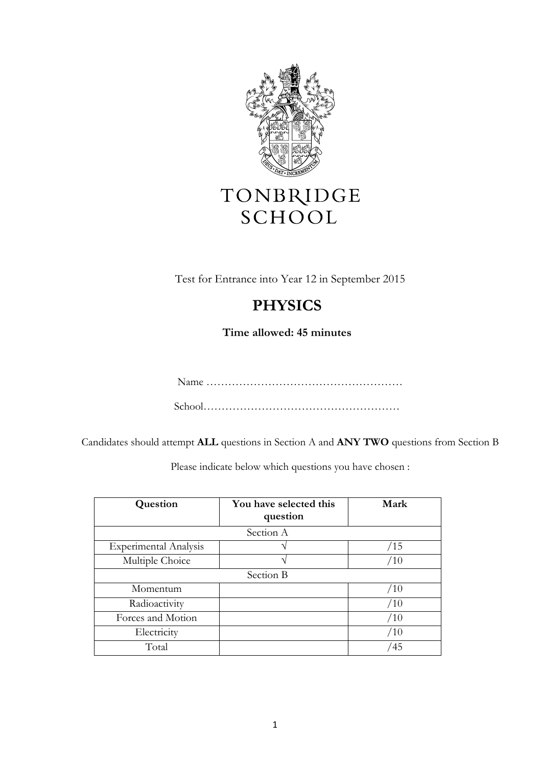# TONBRIDGE SCHOOL

Test for Entrance into Year 12 in September 2015

## PHYSICS

**Time allowed: 45 minutes**

Name ………………………………………………

School………………………………………………

Candidates should attempt **ALL** questions in Section A and **ANY TWO** questions from Section B

Please indicate below which questions you have chosen :

| **Question** | **You have selected this question** | **Mark** |
|---|---|---|
| Section A | | |
| Experimental Analysis | √ | /15 |
| Multiple Choice | √ | /10 |
| Section B | | |
| Momentum | | /10 |
| Radioactivity | | /10 |
| Forces and Motion | | /10 |
| Electricity | | /10 |
| Total | | /45 |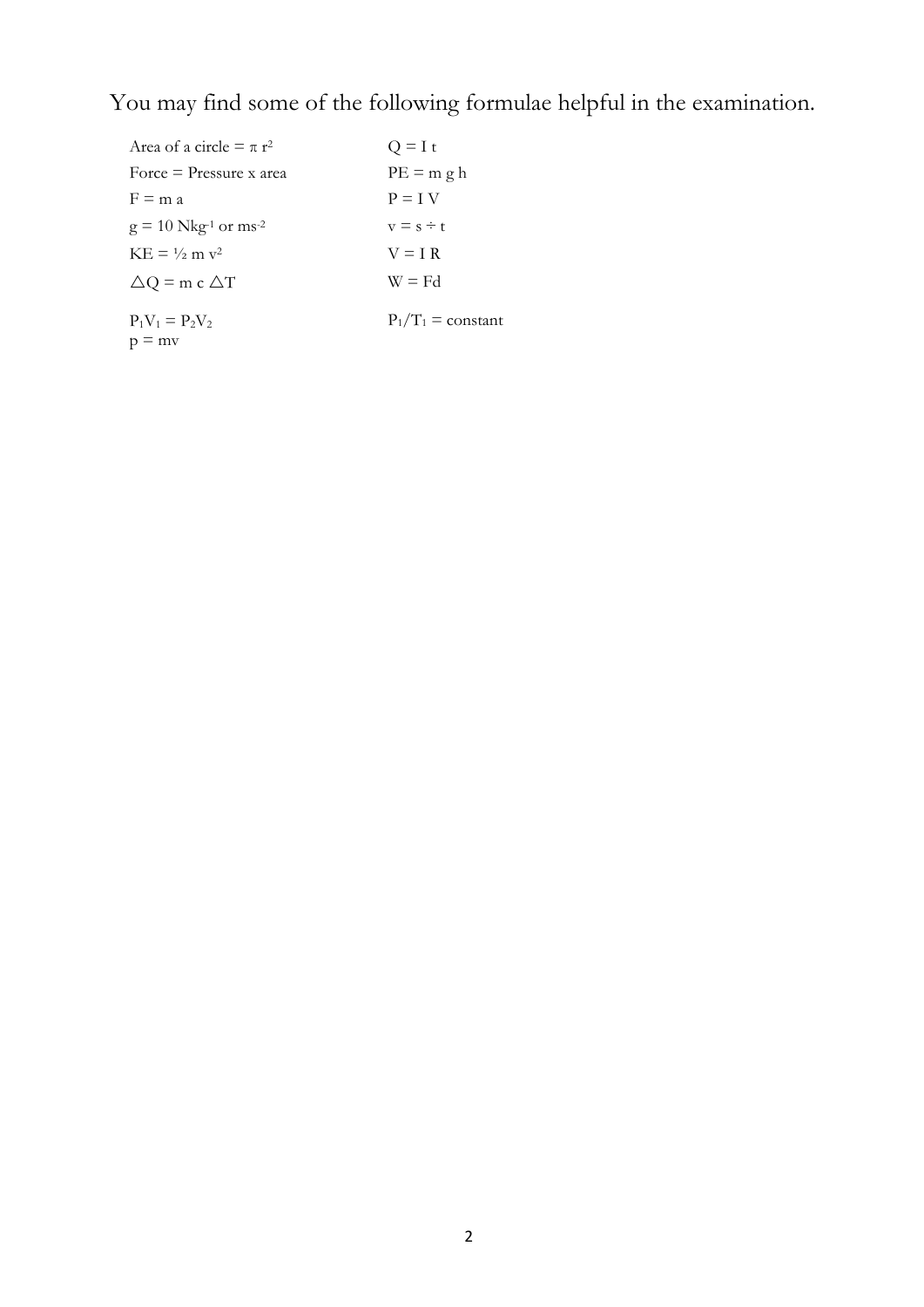You may find some of the following formulae helpful in the examination.

| | |
|---|---|
| Area of a circle = $\pi r^2$ | $Q = I t$ |
| Force = Pressure x area | $PE = m g h$ |
| $F = m a$ | $P = I V$ |
| $g = 10$ $Nkg^{-1}$ or $ms^{-2}$ | $v = s \div t$ |
| $KE = \frac{1}{2} m v^2$ | $V = I R$ |
| $\triangle Q = m c \triangle T$ | $W = Fd$ |
| $P_1V_1 = P_2V_2$ | $P_1/T_1$ = constant |
| $p = mv$ | |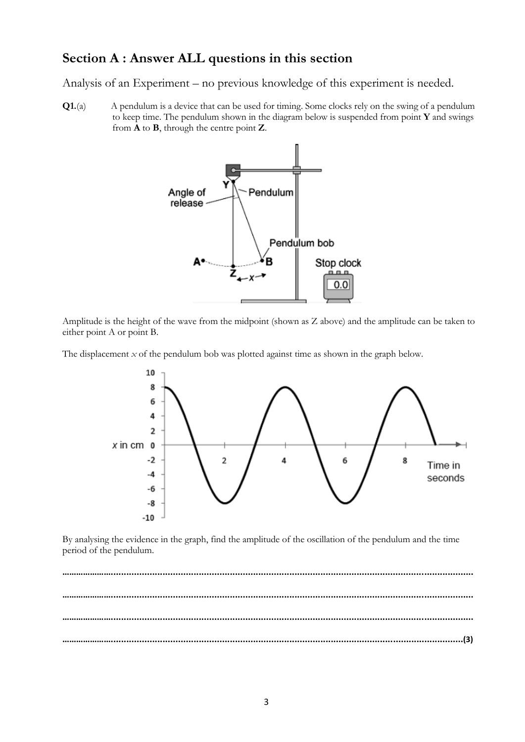## Section A : Answer ALL questions in this section

Analysis of an Experiment – no previous knowledge of this experiment is needed.

**Q1.**(a) A pendulum is a device that can be used for timing. Some clocks rely on the swing of a pendulum to keep time. The pendulum shown in the diagram below is suspended from point **Y** and swings from **A** to **B**, through the centre point **Z**.

Amplitude is the height of the wave from the midpoint (shown as Z above) and the amplitude can be taken to either point A or point B.

The displacement $x$ of the pendulum bob was plotted against time as shown in the graph below.

By analysing the evidence in the graph, find the amplitude of the oscillation of the pendulum and the time period of the pendulum.

.............................................................................................................................................

.............................................................................................................................................

.............................................................................................................................................

.............................................................................................................................................**(3)**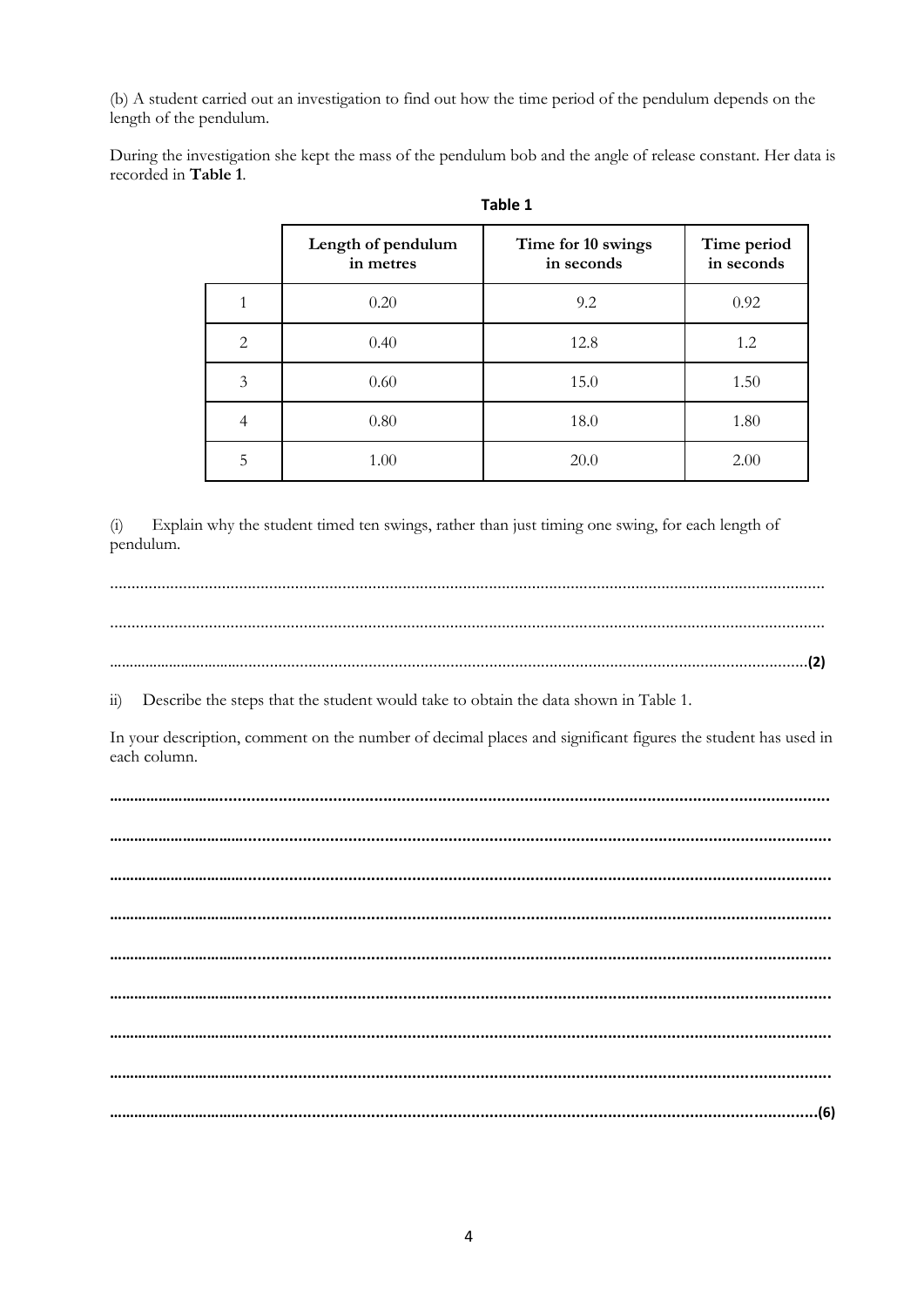(b) A student carried out an investigation to find out how the time period of the pendulum depends on the length of the pendulum.

During the investigation she kept the mass of the pendulum bob and the angle of release constant. Her data is recorded in **Table 1**.

**Table 1**

| | Length of pendulum in metres | Time for 10 swings in seconds | Time period in seconds |
|---|---|---|---|
| 1 | 0.20 | 9.2 | 0.92 |
| 2 | 0.40 | 12.8 | 1.2 |
| 3 | 0.60 | 15.0 | 1.50 |
| 4 | 0.80 | 18.0 | 1.80 |
| 5 | 1.00 | 20.0 | 2.00 |

(i) Explain why the student timed ten swings, rather than just timing one swing, for each length of pendulum.

..................................................................................................................................................................

..................................................................................................................................................................

..................................................................................................................................................................**(2)**

ii) Describe the steps that the student would take to obtain the data shown in Table 1.

In your description, comment on the number of decimal places and significant figures the student has used in each column.

..................................................................................................................................................................

..................................................................................................................................................................

..................................................................................................................................................................

..................................................................................................................................................................

..................................................................................................................................................................

..................................................................................................................................................................

..................................................................................................................................................................

..................................................................................................................................................................

..................................................................................................................................................................**(6)**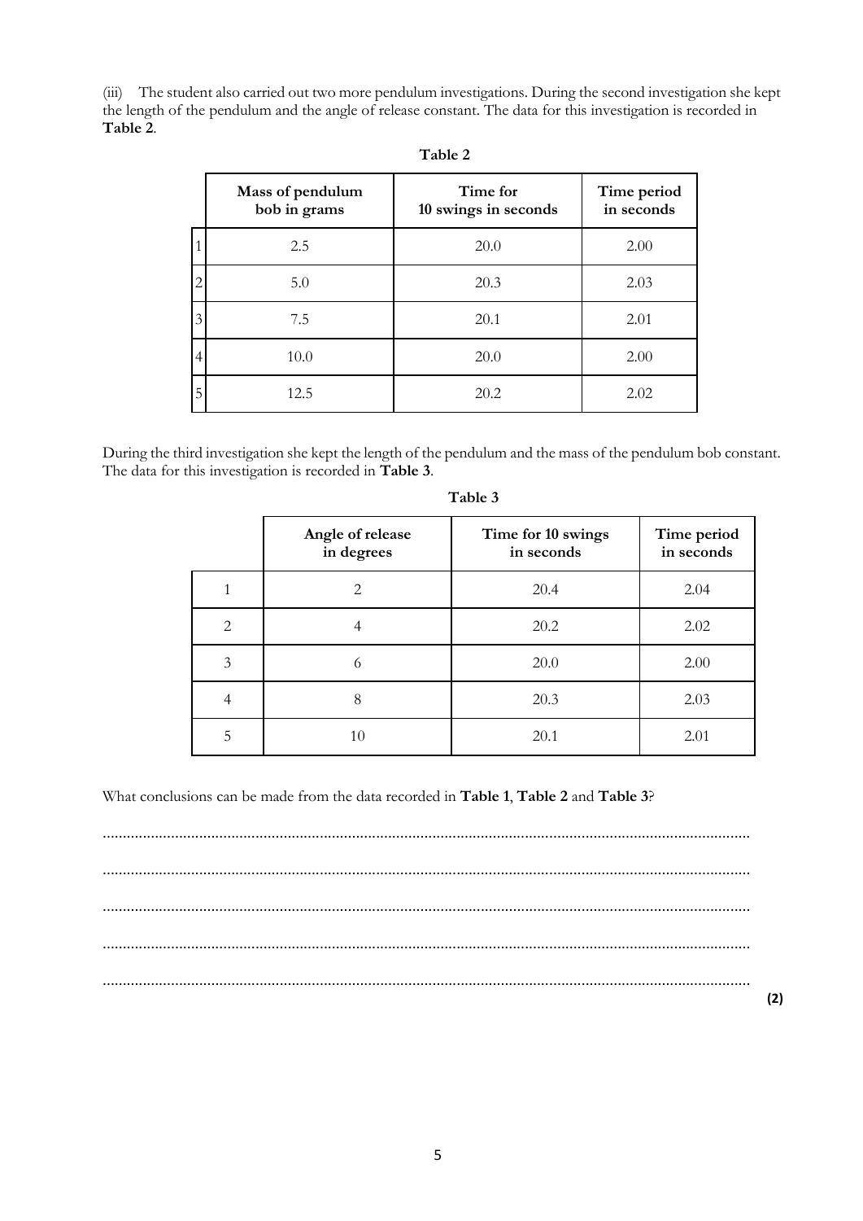(iii) The student also carried out two more pendulum investigations. During the second investigation she kept the length of the pendulum and the angle of release constant. The data for this investigation is recorded in **Table 2**.

**Table 2**

| | Mass of pendulum bob in grams | Time for 10 swings in seconds | Time period in seconds |
|---|---|---|---|
| 1 | 2.5 | 20.0 | 2.00 |
| 2 | 5.0 | 20.3 | 2.03 |
| 3 | 7.5 | 20.1 | 2.01 |
| 4 | 10.0 | 20.0 | 2.00 |
| 5 | 12.5 | 20.2 | 2.02 |

During the third investigation she kept the length of the pendulum and the mass of the pendulum bob constant. The data for this investigation is recorded in **Table 3**.

**Table 3**

| | Angle of release in degrees | Time for 10 swings in seconds | Time period in seconds |
|---|---|---|---|
| 1 | 2 | 20.4 | 2.04 |
| 2 | 4 | 20.2 | 2.02 |
| 3 | 6 | 20.0 | 2.00 |
| 4 | 8 | 20.3 | 2.03 |
| 5 | 10 | 20.1 | 2.01 |

What conclusions can be made from the data recorded in **Table 1**, **Table 2** and **Table 3**?

..........................................................................................................................................................

..........................................................................................................................................................

..........................................................................................................................................................

..........................................................................................................................................................

..........................................................................................................................................................

**(2)**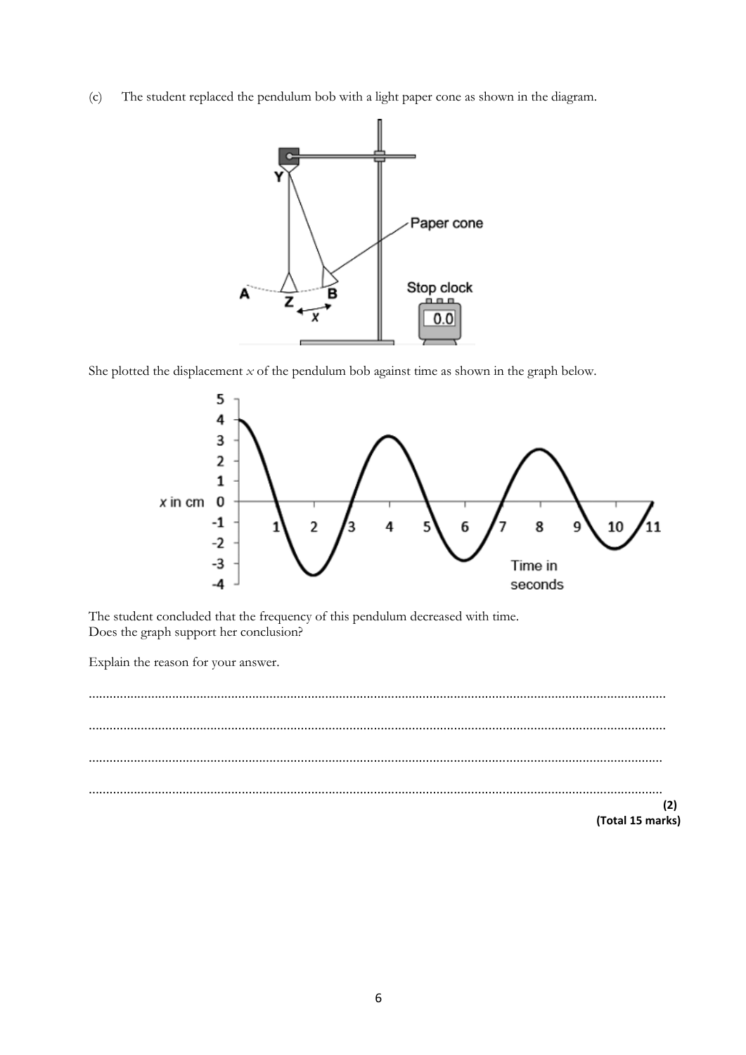(c) The student replaced the pendulum bob with a light paper cone as shown in the diagram.

She plotted the displacement $x$ of the pendulum bob against time as shown in the graph below.

The student concluded that the frequency of this pendulum decreased with time.
Does the graph support her conclusion?

Explain the reason for your answer.

..................................................................................................................................................

..................................................................................................................................................

..................................................................................................................................................

..................................................................................................................................................

**(2)**

**(Total 15 marks)**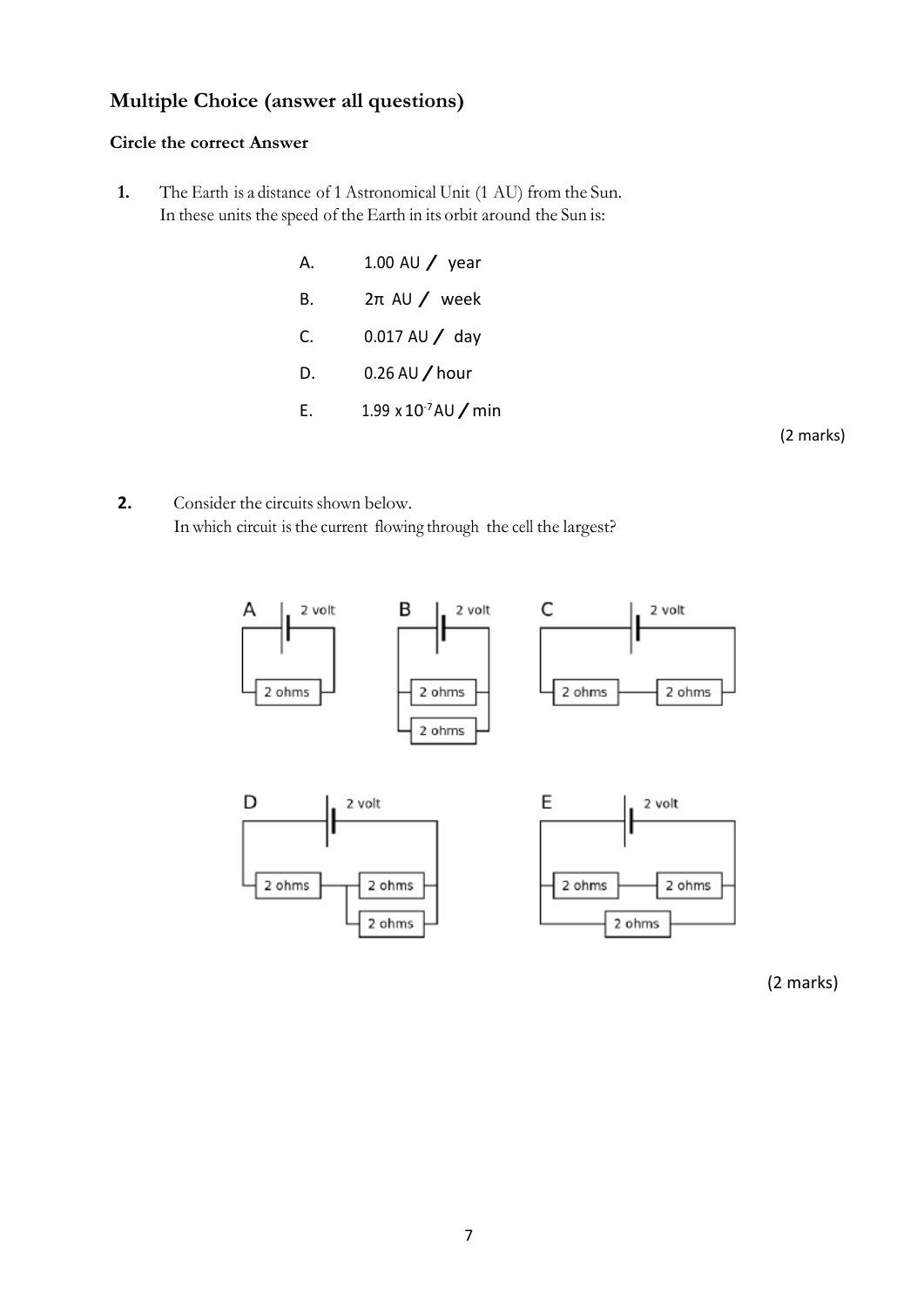## Multiple Choice (answer all questions)

**Circle the correct Answer**

**1.** The Earth is a distance of 1 Astronomical Unit (1 AU) from the Sun.
In these units the speed of the Earth in its orbit around the Sun is:

A. 1.00 AU / year

B. $2\pi$ AU / week

C. 0.017 AU / day

D. 0.26 AU / hour

E. $1.99 \times 10^{-7}$ AU / min

(2 marks)

**2.** Consider the circuits shown below.
In which circuit is the current flowing through the cell the largest?

A: 2 volt, 2 ohms

B: 2 volt, 2 ohms, 2 ohms

C: 2 volt, 2 ohms, 2 ohms

D: 2 volt, 2 ohms, 2 ohms, 2 ohms

E: 2 volt, 2 ohms, 2 ohms, 2 ohms

(2 marks)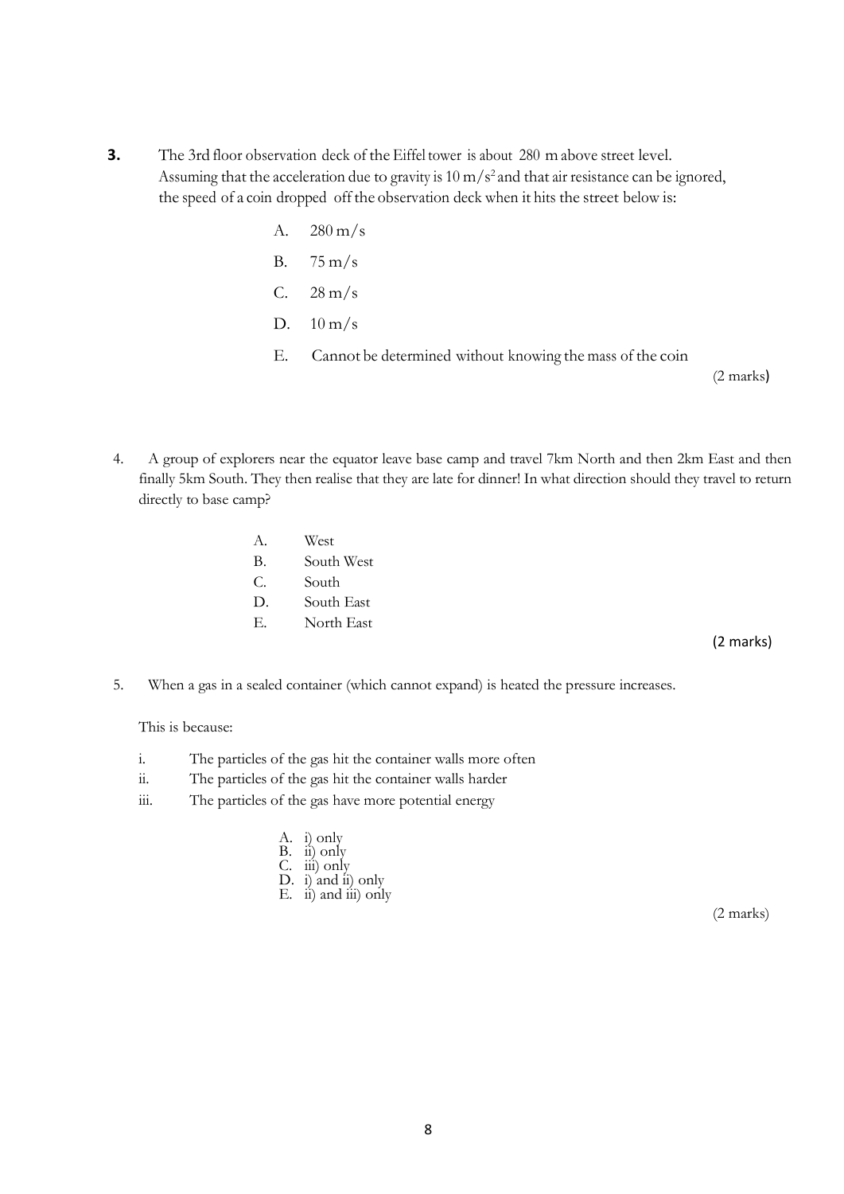**3.** The 3rd floor observation deck of the Eiffel tower is about 280 m above street level. Assuming that the acceleration due to gravity is $10\ m/s^2$ and that air resistance can be ignored, the speed of a coin dropped off the observation deck when it hits the street below is:

A. 280 m/s

B. 75 m/s

C. 28 m/s

D. 10 m/s

E. Cannot be determined without knowing the mass of the coin

(2 marks)

4. A group of explorers near the equator leave base camp and travel 7km North and then 2km East and then finally 5km South. They then realise that they are late for dinner! In what direction should they travel to return directly to base camp?

A. West
B. South West
C. South
D. South East
E. North East

(2 marks)

5. When a gas in a sealed container (which cannot expand) is heated the pressure increases.

This is because:

i. The particles of the gas hit the container walls more often
ii. The particles of the gas hit the container walls harder
iii. The particles of the gas have more potential energy

A. i) only
B. ii) only
C. iii) only
D. i) and ii) only
E. ii) and iii) only

(2 marks)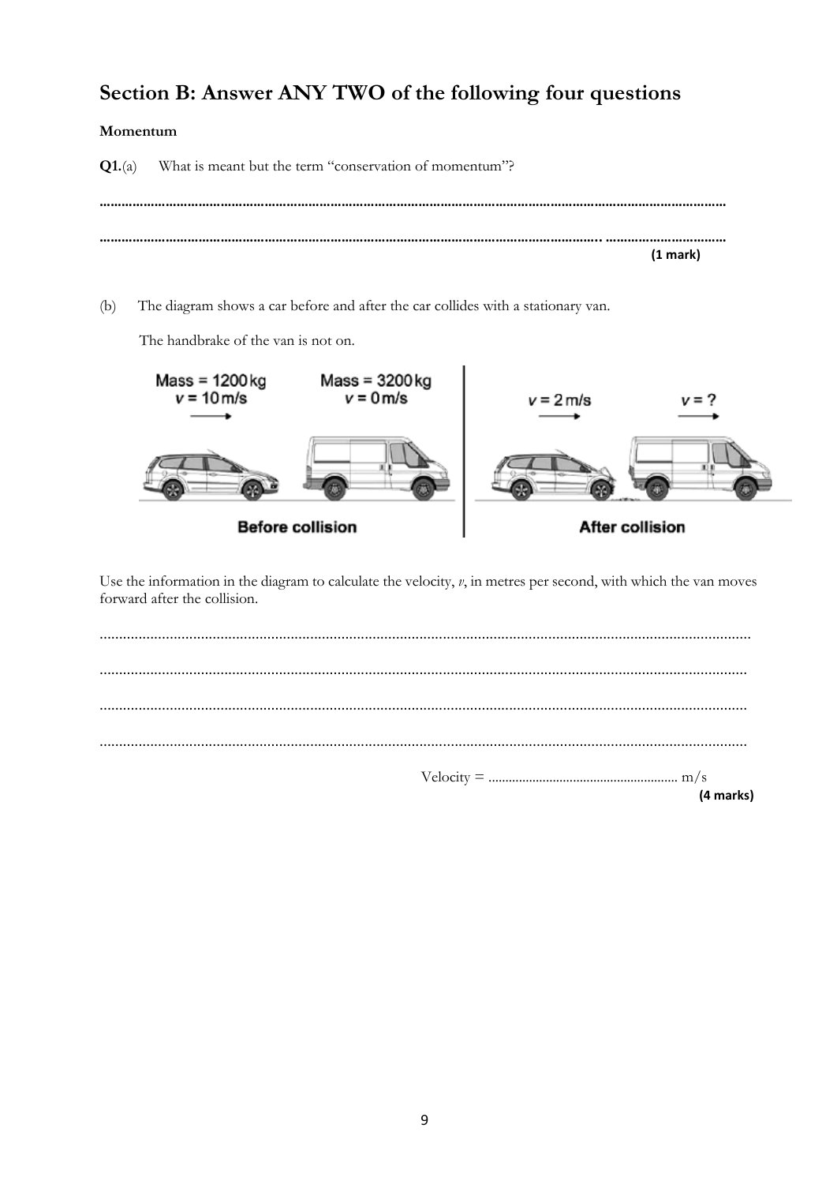## Section B: Answer ANY TWO of the following four questions

**Momentum**

**Q1.**(a) What is meant but the term "conservation of momentum"?

.......................................................................................................................................................

....................................................................................................................................... ...............................

**(1 mark)**

(b) The diagram shows a car before and after the car collides with a stationary van.

The handbrake of the van is not on.

Mass = 1200 kg
$v$ = 10 m/s

Mass = 3200 kg
$v$ = 0 m/s

$v$ = 2 m/s

$v$ = ?

**Before collision**

**After collision**

Use the information in the diagram to calculate the velocity, $v$, in metres per second, with which the van moves forward after the collision.

.......................................................................................................................................................

.......................................................................................................................................................

.......................................................................................................................................................

.......................................................................................................................................................

Velocity = ........................................................ m/s

**(4 marks)**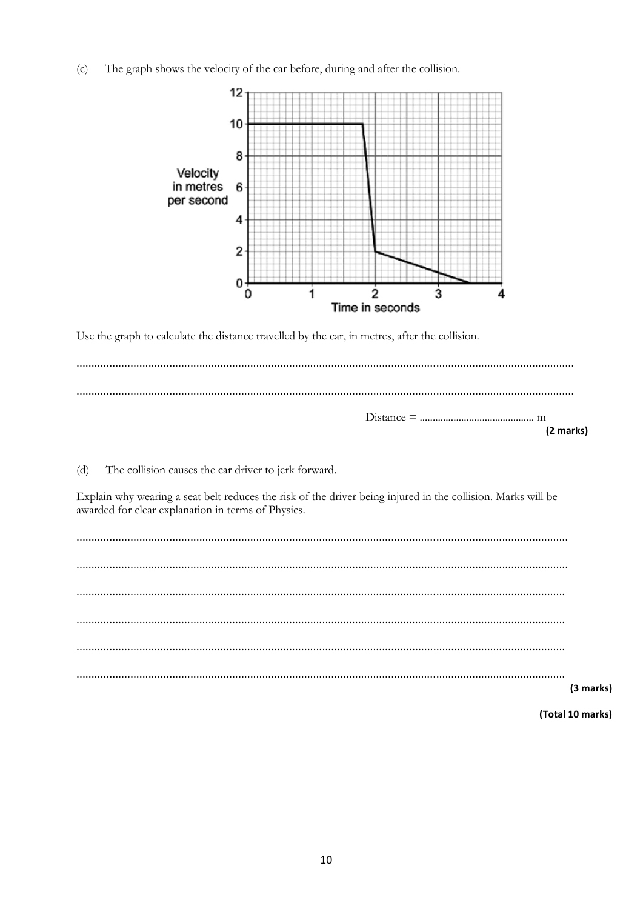(c) The graph shows the velocity of the car before, during and after the collision.

Use the graph to calculate the distance travelled by the car, in metres, after the collision.

.......................................................................................................................................................

.......................................................................................................................................................

Distance = ............................................ m

**(2 marks)**

(d) The collision causes the car driver to jerk forward.

Explain why wearing a seat belt reduces the risk of the driver being injured in the collision. Marks will be awarded for clear explanation in terms of Physics.

.......................................................................................................................................................

.......................................................................................................................................................

.......................................................................................................................................................

.......................................................................................................................................................

.......................................................................................................................................................

.......................................................................................................................................................

**(3 marks)**

**(Total 10 marks)**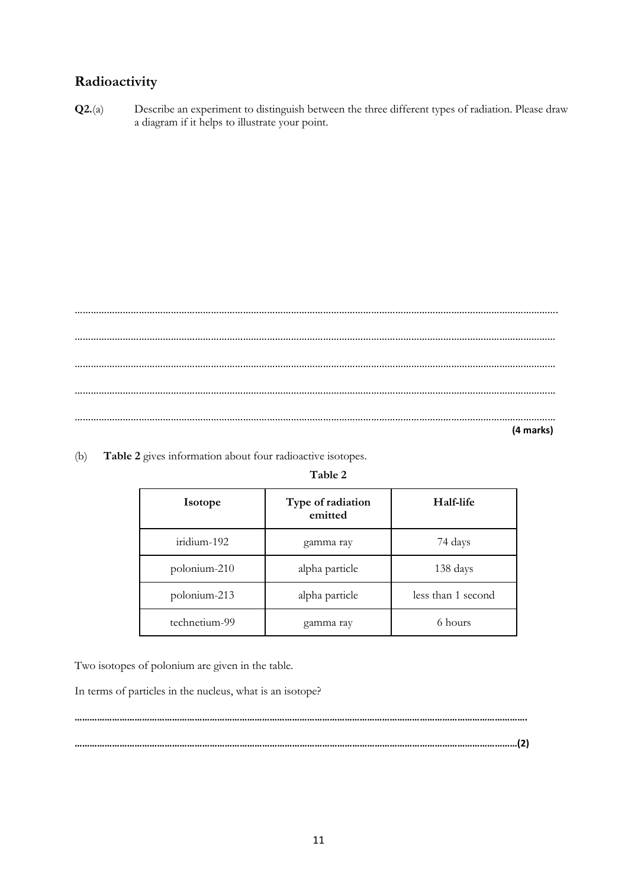## Radioactivity

**Q2.**(a) Describe an experiment to distinguish between the three different types of radiation. Please draw a diagram if it helps to illustrate your point.

..........................................................................................................................................................

..........................................................................................................................................................

..........................................................................................................................................................

..........................................................................................................................................................

..........................................................................................................................................................

**(4 marks)**

(b) **Table 2** gives information about four radioactive isotopes.

**Table 2**

| Isotope | Type of radiation emitted | Half-life |
|---|---|---|
| iridium-192 | gamma ray | 74 days |
| polonium-210 | alpha particle | 138 days |
| polonium-213 | alpha particle | less than 1 second |
| technetium-99 | gamma ray | 6 hours |

Two isotopes of polonium are given in the table.

In terms of particles in the nucleus, what is an isotope?

..........................................................................................................................................................

..........................................................................................................................................................**(2)**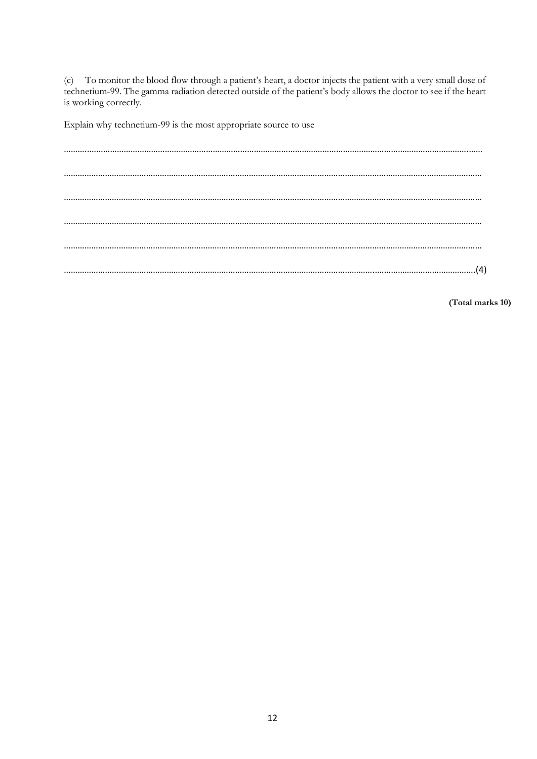(c) To monitor the blood flow through a patient's heart, a doctor injects the patient with a very small dose of technetium-99. The gamma radiation detected outside of the patient's body allows the doctor to see if the heart is working correctly.

Explain why technetium-99 is the most appropriate source to use

..........................................................................................................................................................................

..........................................................................................................................................................................

..........................................................................................................................................................................

..........................................................................................................................................................................

..........................................................................................................................................................................

..........................................................................................................................................................................(4)

**(Total marks 10)**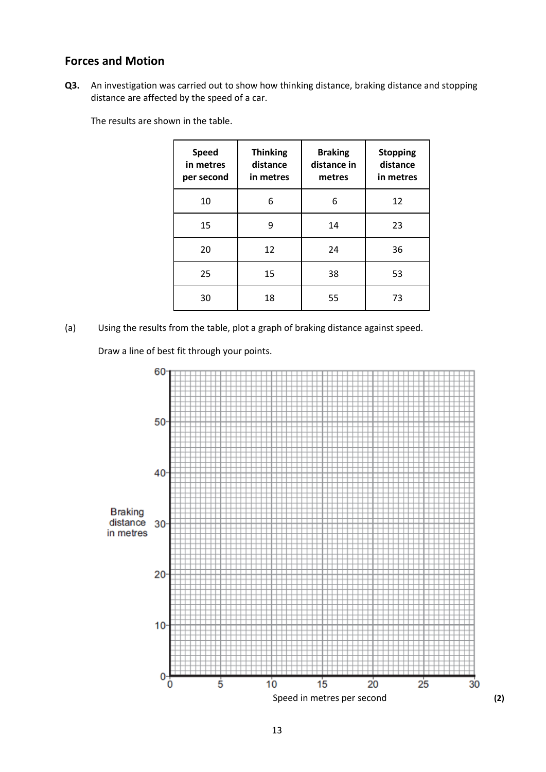## Forces and Motion

**Q3.** An investigation was carried out to show how thinking distance, braking distance and stopping distance are affected by the speed of a car.

The results are shown in the table.

| Speed in metres per second | Thinking distance in metres | Braking distance in metres | Stopping distance in metres |
|---|---|---|---|
| 10 | 6 | 6 | 12 |
| 15 | 9 | 14 | 23 |
| 20 | 12 | 24 | 36 |
| 25 | 15 | 38 | 53 |
| 30 | 18 | 55 | 73 |

(a) Using the results from the table, plot a graph of braking distance against speed.

Draw a line of best fit through your points.

Braking distance in metres

0, 10, 20, 30, 40, 50, 60

0, 5, 10, 15, 20, 25, 30

Speed in metres per second

**(2)**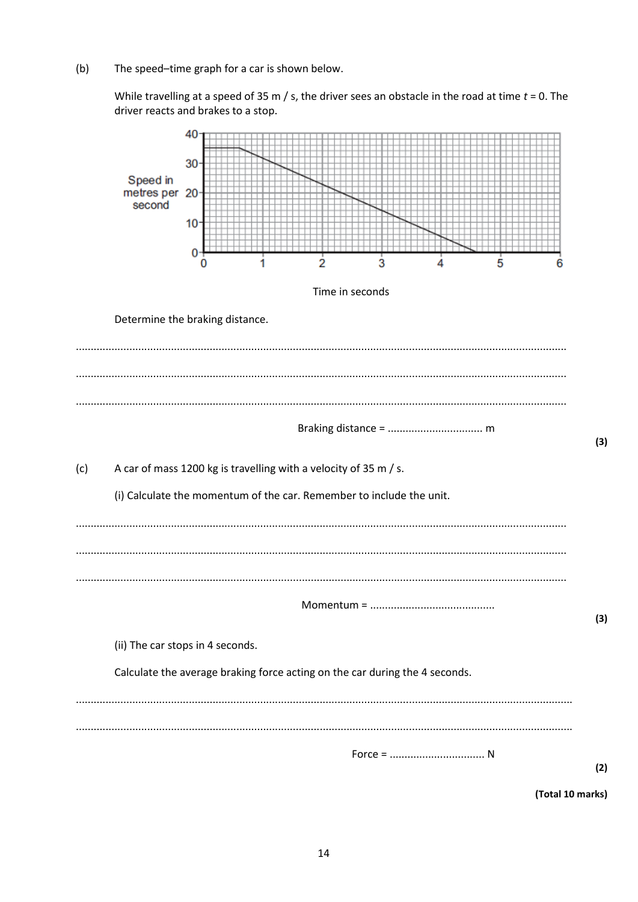(b) The speed–time graph for a car is shown below.

While travelling at a speed of 35 m / s, the driver sees an obstacle in the road at time $t$ = 0. The driver reacts and brakes to a stop.

Determine the braking distance.

..........................................................................................................................................................

..........................................................................................................................................................

..........................................................................................................................................................

Braking distance = ................................ m

**(3)**

(c) A car of mass 1200 kg is travelling with a velocity of 35 m / s.

(i) Calculate the momentum of the car. Remember to include the unit.

..........................................................................................................................................................

..........................................................................................................................................................

..........................................................................................................................................................

Momentum = ..........................................

**(3)**

(ii) The car stops in 4 seconds.

Calculate the average braking force acting on the car during the 4 seconds.

..........................................................................................................................................................

..........................................................................................................................................................

Force = ................................ N

**(2)**

**(Total 10 marks)**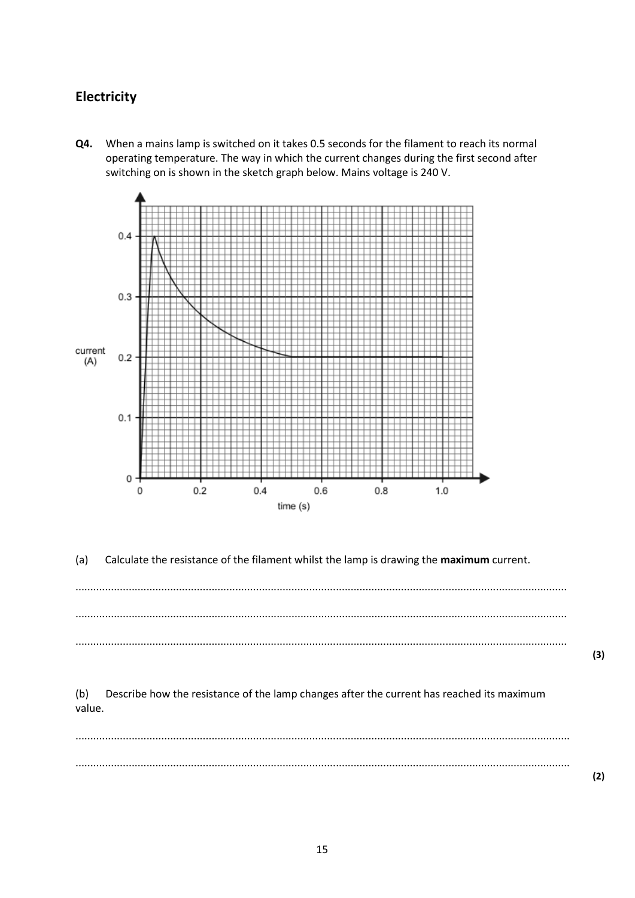## Electricity

**Q4.** When a mains lamp is switched on it takes 0.5 seconds for the filament to reach its normal operating temperature. The way in which the current changes during the first second after switching on is shown in the sketch graph below. Mains voltage is 240 V.

(a) Calculate the resistance of the filament whilst the lamp is drawing the **maximum** current.

..........................................................................................................................................................

..........................................................................................................................................................

..........................................................................................................................................................

**(3)**

(b) Describe how the resistance of the lamp changes after the current has reached its maximum value.

..........................................................................................................................................................

..........................................................................................................................................................

**(2)**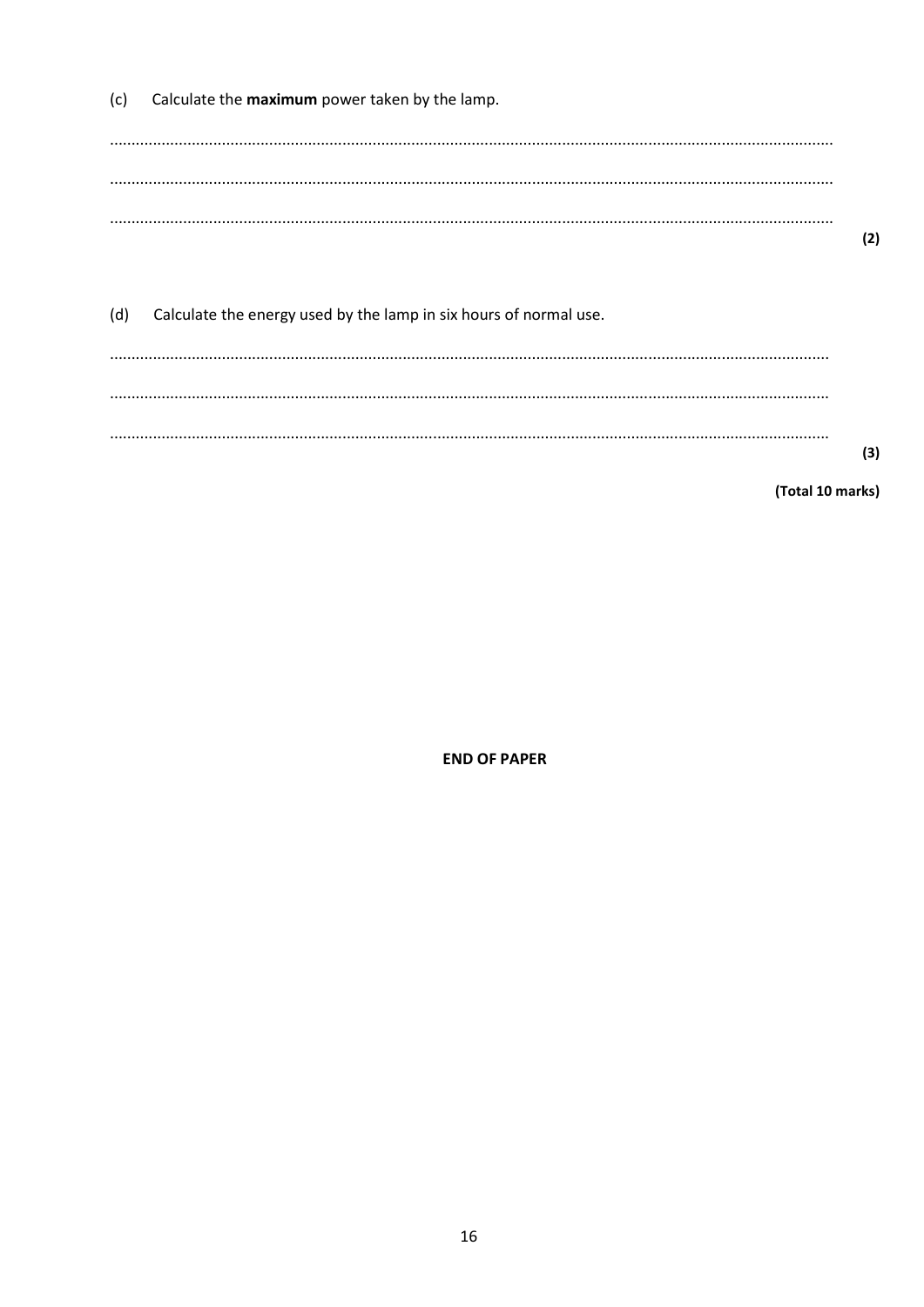(c) Calculate the **maximum** power taken by the lamp.

.......................................................................................................................................................

.......................................................................................................................................................

....................................................................................................................................................... **(2)**

(d) Calculate the energy used by the lamp in six hours of normal use.

.......................................................................................................................................................

.......................................................................................................................................................

....................................................................................................................................................... **(3)**

**(Total 10 marks)**

**END OF PAPER**